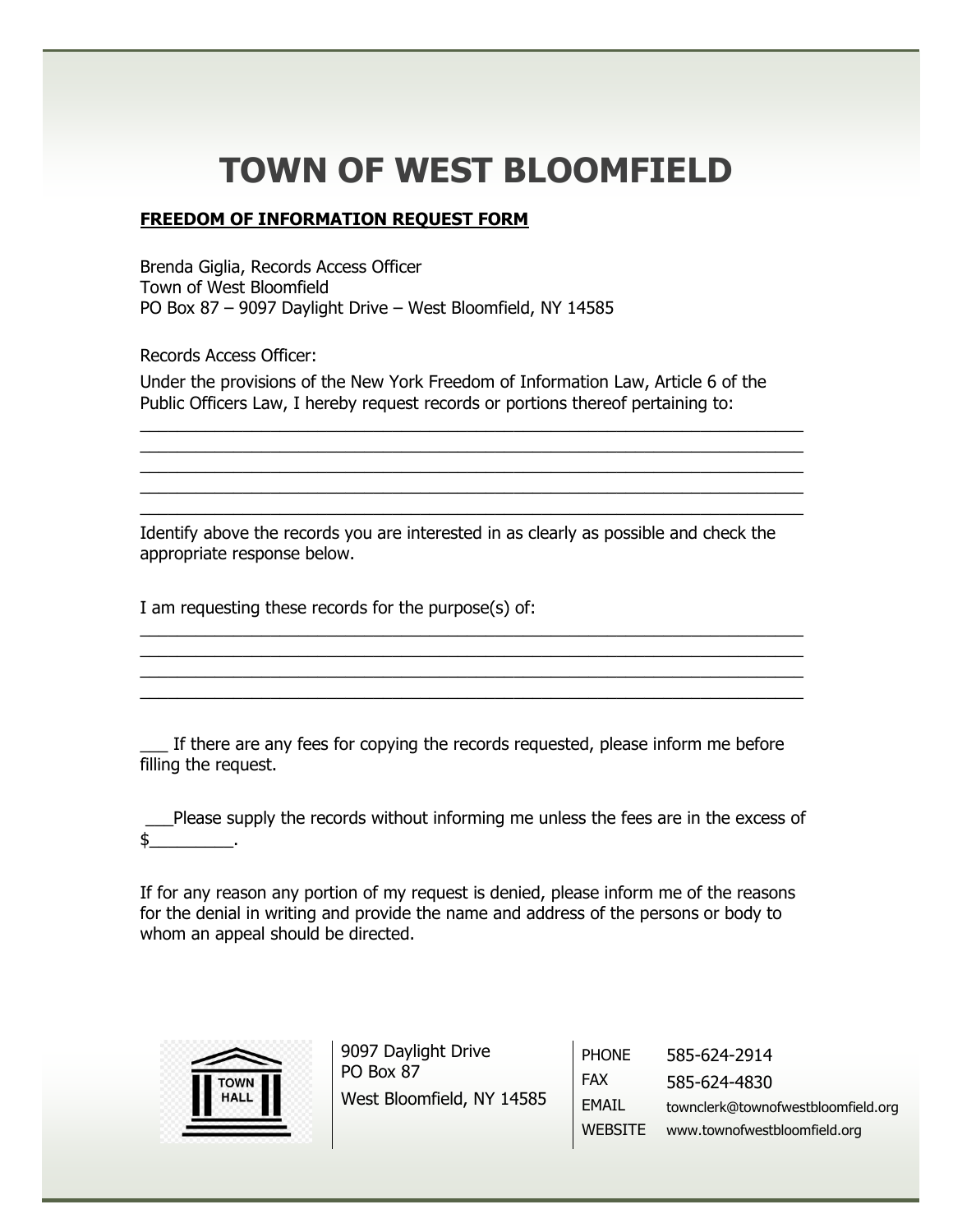# TOWN OF WEST BLOOMFIELD

**FREEDOM OF INFORMATION REQUEST FORM**

Brenda Giglia, Records Access Officer
Town of West Bloomfield
PO Box 87 – 9097 Daylight Drive – West Bloomfield, NY 14585

Records Access Officer:

Under the provisions of the New York Freedom of Information Law, Article 6 of the Public Officers Law, I hereby request records or portions thereof pertaining to:

_______________________________________________________________________
_______________________________________________________________________
_______________________________________________________________________
_______________________________________________________________________
_______________________________________________________________________

Identify above the records you are interested in as clearly as possible and check the appropriate response below.

I am requesting these records for the purpose(s) of:

_______________________________________________________________________
_______________________________________________________________________
_______________________________________________________________________
_______________________________________________________________________

___ If there are any fees for copying the records requested, please inform me before filling the request.

___Please supply the records without informing me unless the fees are in the excess of $_________.

If for any reason any portion of my request is denied, please inform me of the reasons for the denial in writing and provide the name and address of the persons or body to whom an appeal should be directed.

9097 Daylight Drive
PO Box 87
West Bloomfield, NY 14585

| | |
|---|---|
| PHONE | 585-624-2914 |
| FAX | 585-624-4830 |
| EMAIL | townclerk@townofwestbloomfield.org |
| WEBSITE | www.townofwestbloomfield.org |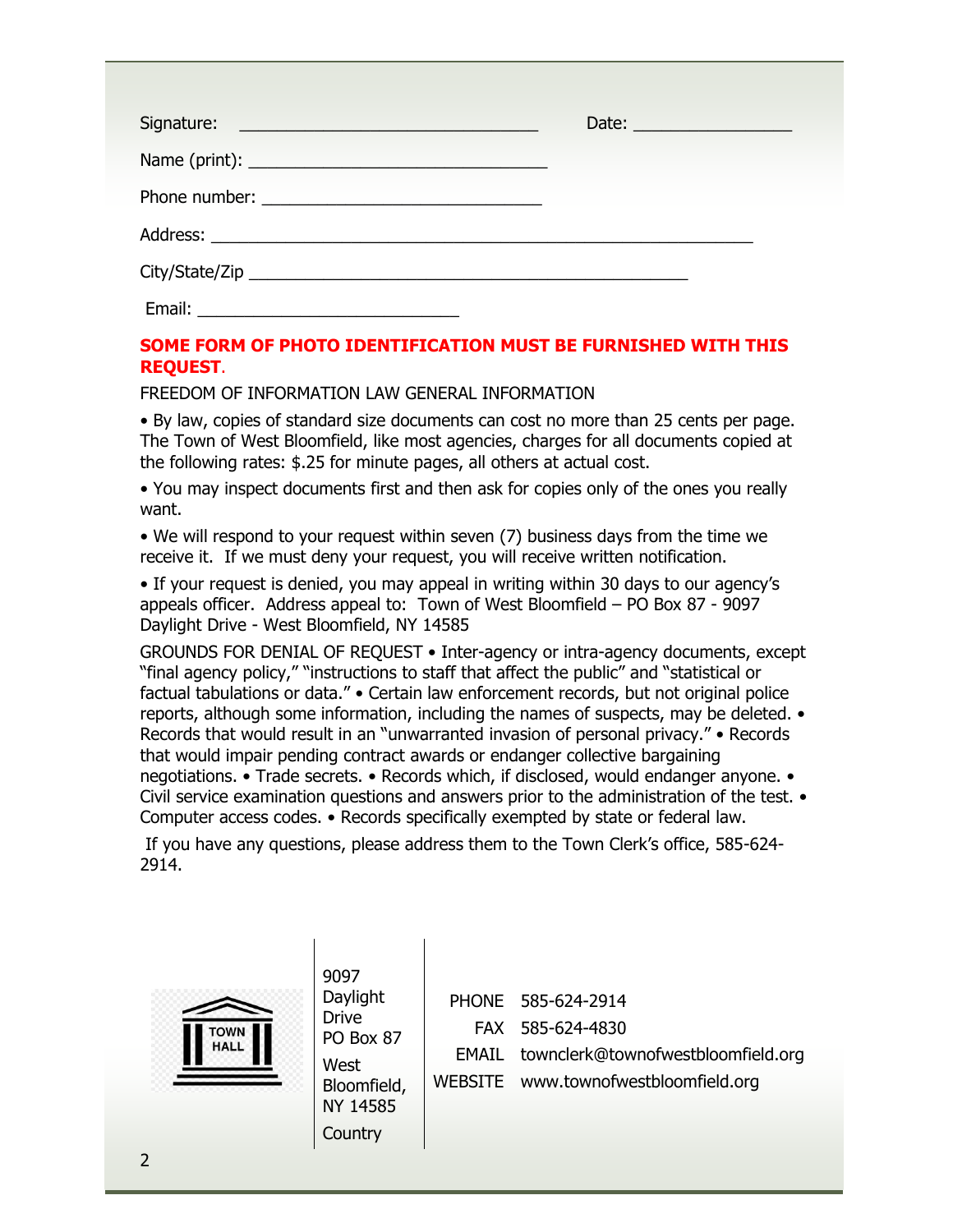Signature: ______________________________ Date: _______________

Name (print): ______________________________

Phone number: ____________________________

Address: _______________________________________________________

City/State/Zip ____________________________________________

Email: __________________________

**SOME FORM OF PHOTO IDENTIFICATION MUST BE FURNISHED WITH THIS REQUEST.**

FREEDOM OF INFORMATION LAW GENERAL INFORMATION

• By law, copies of standard size documents can cost no more than 25 cents per page. The Town of West Bloomfield, like most agencies, charges for all documents copied at the following rates: $.25 for minute pages, all others at actual cost.

• You may inspect documents first and then ask for copies only of the ones you really want.

• We will respond to your request within seven (7) business days from the time we receive it. If we must deny your request, you will receive written notification.

• If your request is denied, you may appeal in writing within 30 days to our agency's appeals officer. Address appeal to: Town of West Bloomfield – PO Box 87 - 9097 Daylight Drive - West Bloomfield, NY 14585

GROUNDS FOR DENIAL OF REQUEST • Inter-agency or intra-agency documents, except "final agency policy," "instructions to staff that affect the public" and "statistical or factual tabulations or data." • Certain law enforcement records, but not original police reports, although some information, including the names of suspects, may be deleted. • Records that would result in an "unwarranted invasion of personal privacy." • Records that would impair pending contract awards or endanger collective bargaining negotiations. • Trade secrets. • Records which, if disclosed, would endanger anyone. • Civil service examination questions and answers prior to the administration of the test. • Computer access codes. • Records specifically exempted by state or federal law.

If you have any questions, please address them to the Town Clerk's office, 585-624-2914.

TOWN HALL

9097 Daylight Drive
PO Box 87
West Bloomfield, NY 14585
Country

| | |
|---|---|
| PHONE | 585-624-2914 |
| FAX | 585-624-4830 |
| EMAIL | townclerk@townofwestbloomfield.org |
| WEBSITE | www.townofwestbloomfield.org |